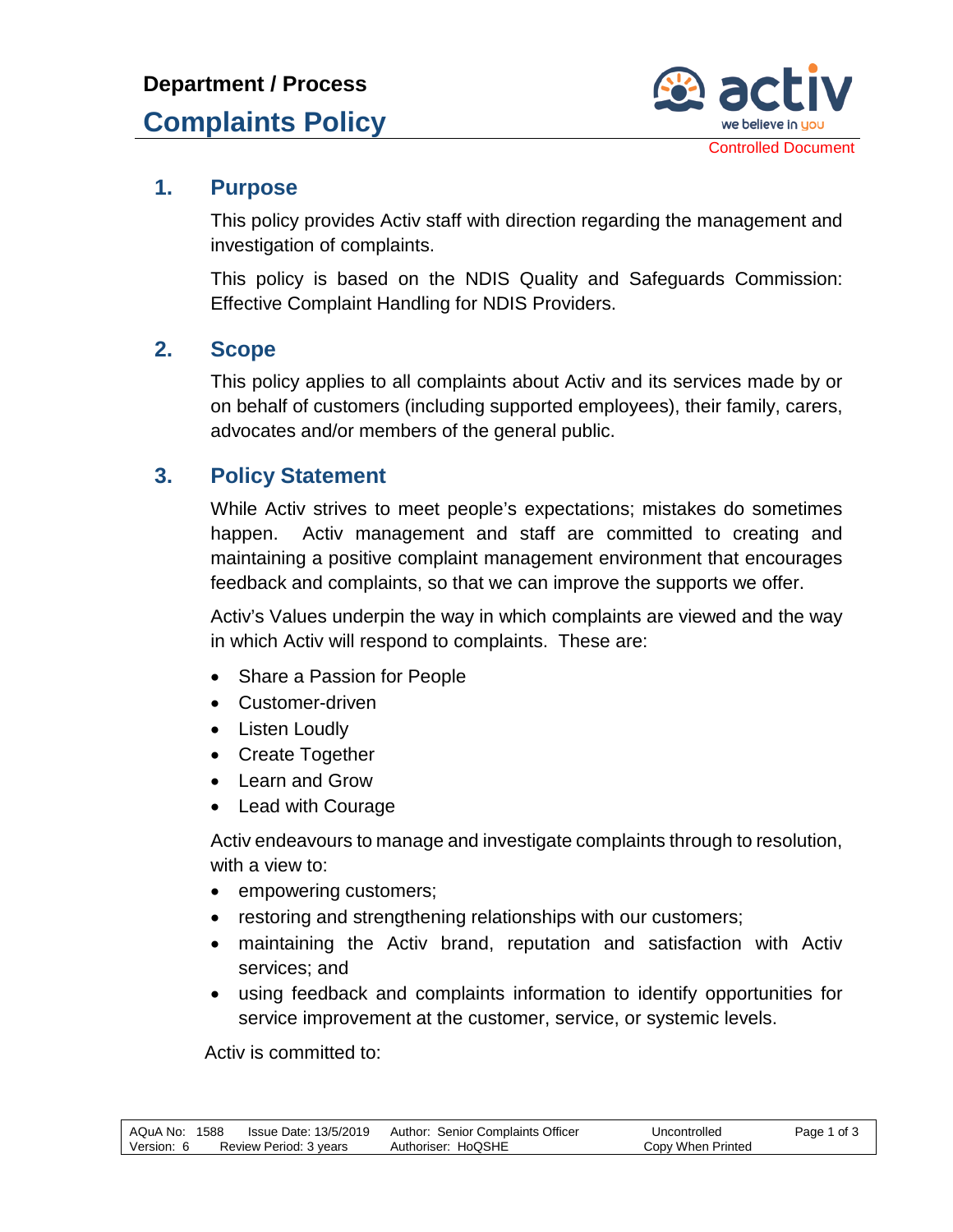Department / Process

# Complaints Policy

Controlled Document

## 1. Purpose

This policy provides Activ staff with direction regarding the management and investigation of complaints.

This policy is based on the NDIS Quality and Safeguards Commission: Effective Complaint Handling for NDIS Providers.

## 2. Scope

This policy applies to all complaints about Activ and its services made by or on behalf of customers (including supported employees), their family, carers, advocates and/or members of the general public.

## 3. Policy Statement

While Activ strives to meet people's expectations; mistakes do sometimes happen. Activ management and staff are committed to creating and maintaining a positive complaint management environment that encourages feedback and complaints, so that we can improve the supports we offer.

Activ's Values underpin the way in which complaints are viewed and the way in which Activ will respond to complaints. These are:

- Share a Passion for People
- Customer-driven
- Listen Loudly
- Create Together
- Learn and Grow
- Lead with Courage

Activ endeavours to manage and investigate complaints through to resolution, with a view to:

- empowering customers;
- restoring and strengthening relationships with our customers;
- maintaining the Activ brand, reputation and satisfaction with Activ services; and
- using feedback and complaints information to identify opportunities for service improvement at the customer, service, or systemic levels.

Activ is committed to: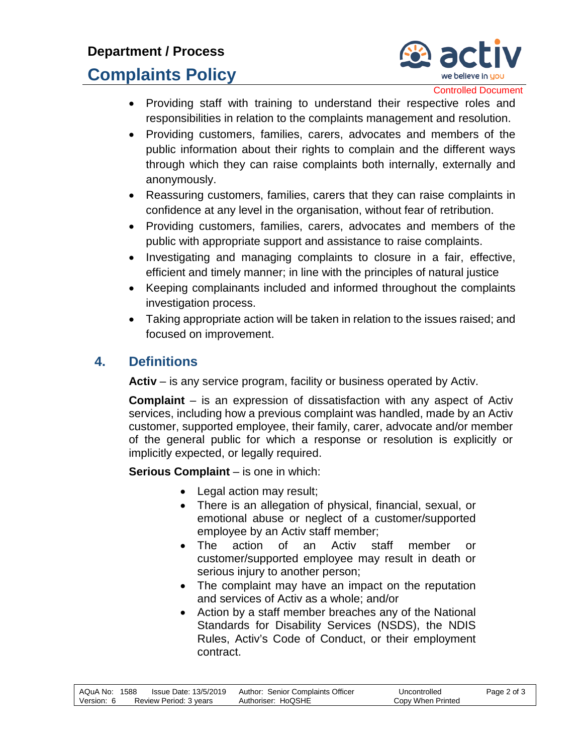- Providing staff with training to understand their respective roles and responsibilities in relation to the complaints management and resolution.
- Providing customers, families, carers, advocates and members of the public information about their rights to complain and the different ways through which they can raise complaints both internally, externally and anonymously.
- Reassuring customers, families, carers that they can raise complaints in confidence at any level in the organisation, without fear of retribution.
- Providing customers, families, carers, advocates and members of the public with appropriate support and assistance to raise complaints.
- Investigating and managing complaints to closure in a fair, effective, efficient and timely manner; in line with the principles of natural justice
- Keeping complainants included and informed throughout the complaints investigation process.
- Taking appropriate action will be taken in relation to the issues raised; and focused on improvement.

## 4. Definitions

**Activ** – is any service program, facility or business operated by Activ.

**Complaint** – is an expression of dissatisfaction with any aspect of Activ services, including how a previous complaint was handled, made by an Activ customer, supported employee, their family, carer, advocate and/or member of the general public for which a response or resolution is explicitly or implicitly expected, or legally required.

**Serious Complaint** – is one in which:

- Legal action may result;
- There is an allegation of physical, financial, sexual, or emotional abuse or neglect of a customer/supported employee by an Activ staff member;
- The action of an Activ staff member or customer/supported employee may result in death or serious injury to another person;
- The complaint may have an impact on the reputation and services of Activ as a whole; and/or
- Action by a staff member breaches any of the National Standards for Disability Services (NSDS), the NDIS Rules, Activ's Code of Conduct, or their employment contract.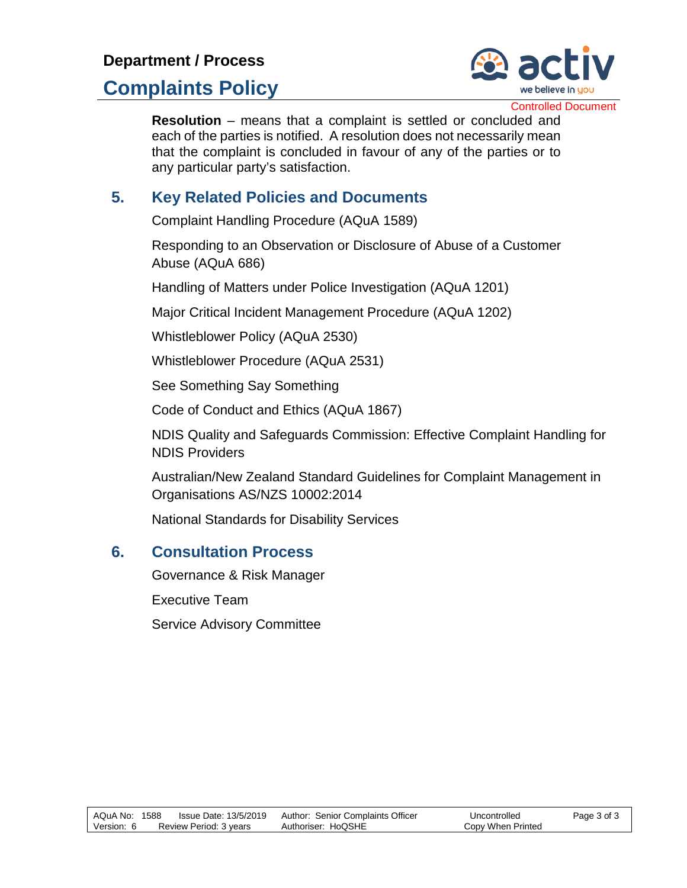**Resolution** – means that a complaint is settled or concluded and each of the parties is notified. A resolution does not necessarily mean that the complaint is concluded in favour of any of the parties or to any particular party's satisfaction.

## 5. Key Related Policies and Documents

Complaint Handling Procedure (AQuA 1589)

Responding to an Observation or Disclosure of Abuse of a Customer Abuse (AQuA 686)

Handling of Matters under Police Investigation (AQuA 1201)

Major Critical Incident Management Procedure (AQuA 1202)

Whistleblower Policy (AQuA 2530)

Whistleblower Procedure (AQuA 2531)

See Something Say Something

Code of Conduct and Ethics (AQuA 1867)

NDIS Quality and Safeguards Commission: Effective Complaint Handling for NDIS Providers

Australian/New Zealand Standard Guidelines for Complaint Management in Organisations AS/NZS 10002:2014

National Standards for Disability Services

## 6. Consultation Process

Governance & Risk Manager

Executive Team

Service Advisory Committee